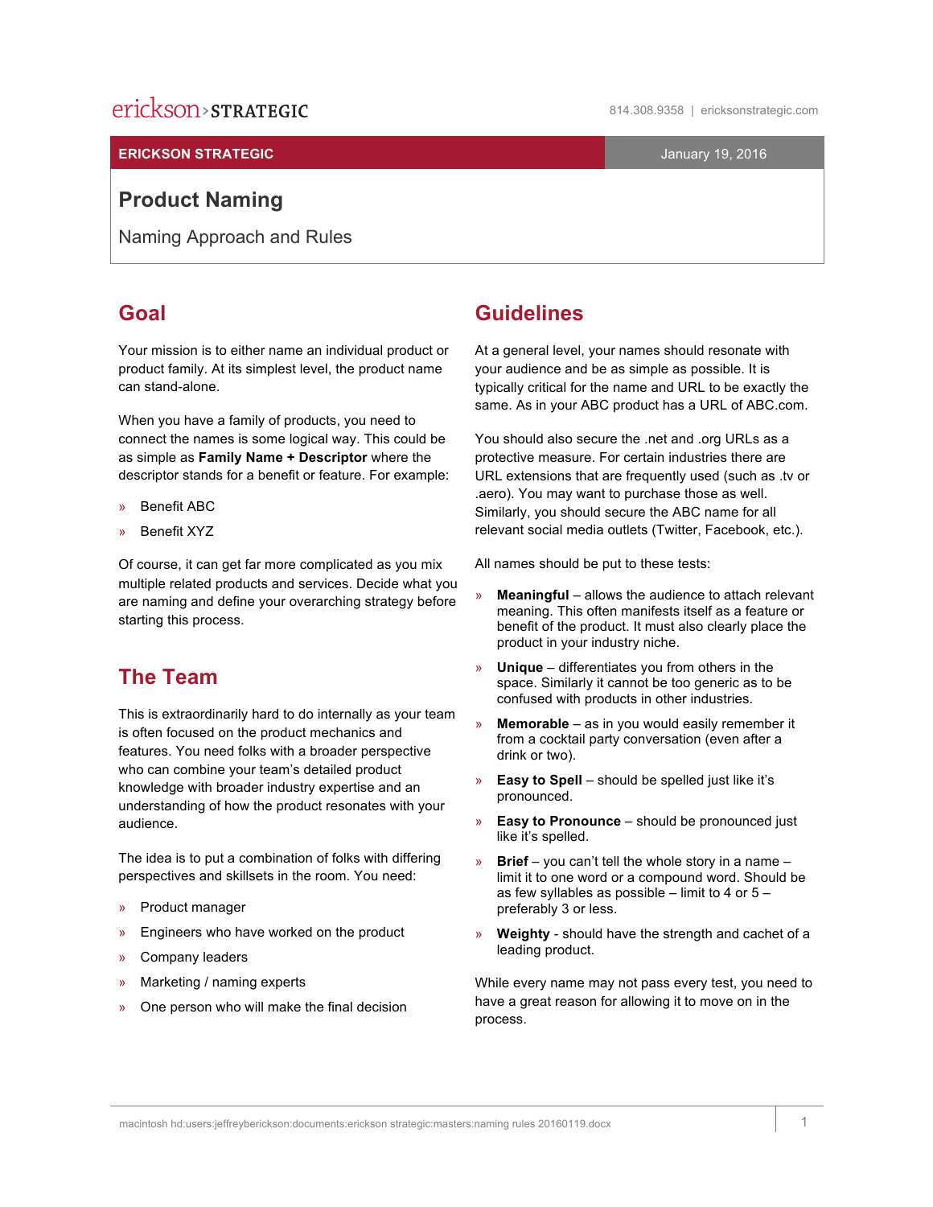# ERICKSON STRATEGIC

January 19, 2016

## Product Naming

Naming Approach and Rules

## Goal

Your mission is to either name an individual product or product family. At its simplest level, the product name can stand-alone.

When you have a family of products, you need to connect the names is some logical way. This could be as simple as **Family Name + Descriptor** where the descriptor stands for a benefit or feature. For example:

- Benefit ABC
- Benefit XYZ

Of course, it can get far more complicated as you mix multiple related products and services. Decide what you are naming and define your overarching strategy before starting this process.

## The Team

This is extraordinarily hard to do internally as your team is often focused on the product mechanics and features. You need folks with a broader perspective who can combine your team's detailed product knowledge with broader industry expertise and an understanding of how the product resonates with your audience.

The idea is to put a combination of folks with differing perspectives and skillsets in the room. You need:

- Product manager
- Engineers who have worked on the product
- Company leaders
- Marketing / naming experts
- One person who will make the final decision

## Guidelines

At a general level, your names should resonate with your audience and be as simple as possible. It is typically critical for the name and URL to be exactly the same. As in your ABC product has a URL of ABC.com.

You should also secure the .net and .org URLs as a protective measure. For certain industries there are URL extensions that are frequently used (such as .tv or .aero). You may want to purchase those as well. Similarly, you should secure the ABC name for all relevant social media outlets (Twitter, Facebook, etc.).

All names should be put to these tests:

- **Meaningful** – allows the audience to attach relevant meaning. This often manifests itself as a feature or benefit of the product. It must also clearly place the product in your industry niche.
- **Unique** – differentiates you from others in the space. Similarly it cannot be too generic as to be confused with products in other industries.
- **Memorable** – as in you would easily remember it from a cocktail party conversation (even after a drink or two).
- **Easy to Spell** – should be spelled just like it's pronounced.
- **Easy to Pronounce** – should be pronounced just like it's spelled.
- **Brief** – you can't tell the whole story in a name – limit it to one word or a compound word. Should be as few syllables as possible – limit to 4 or 5 – preferably 3 or less.
- **Weighty** - should have the strength and cachet of a leading product.

While every name may not pass every test, you need to have a great reason for allowing it to move on in the process.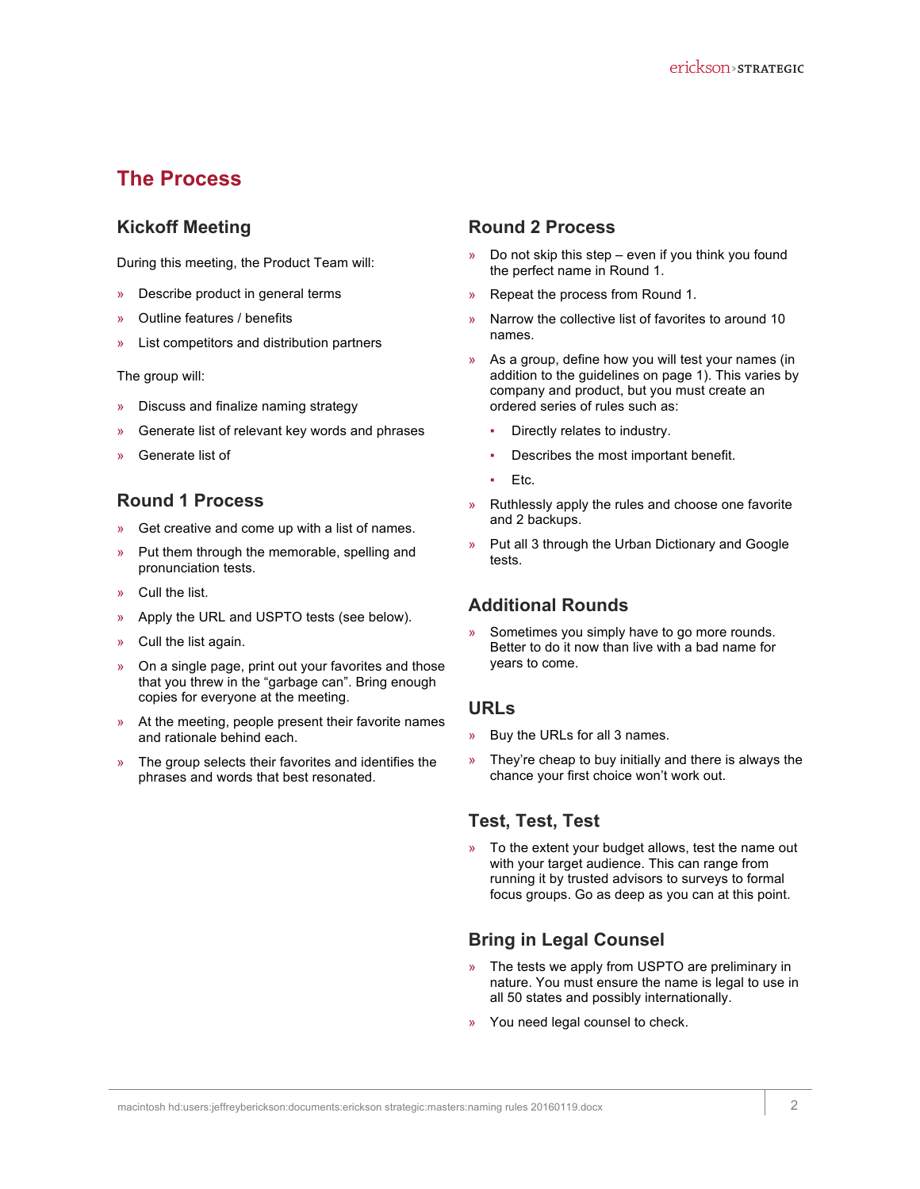# The Process

## Kickoff Meeting

During this meeting, the Product Team will:

- Describe product in general terms
- Outline features / benefits
- List competitors and distribution partners

The group will:

- Discuss and finalize naming strategy
- Generate list of relevant key words and phrases
- Generate list of

## Round 1 Process

- Get creative and come up with a list of names.
- Put them through the memorable, spelling and pronunciation tests.
- Cull the list.
- Apply the URL and USPTO tests (see below).
- Cull the list again.
- On a single page, print out your favorites and those that you threw in the "garbage can". Bring enough copies for everyone at the meeting.
- At the meeting, people present their favorite names and rationale behind each.
- The group selects their favorites and identifies the phrases and words that best resonated.

## Round 2 Process

- Do not skip this step – even if you think you found the perfect name in Round 1.
- Repeat the process from Round 1.
- Narrow the collective list of favorites to around 10 names.
- As a group, define how you will test your names (in addition to the guidelines on page 1). This varies by company and product, but you must create an ordered series of rules such as:
  - Directly relates to industry.
  - Describes the most important benefit.
  - Etc.
- Ruthlessly apply the rules and choose one favorite and 2 backups.
- Put all 3 through the Urban Dictionary and Google tests.

## Additional Rounds

- Sometimes you simply have to go more rounds. Better to do it now than live with a bad name for years to come.

## URLs

- Buy the URLs for all 3 names.
- They're cheap to buy initially and there is always the chance your first choice won't work out.

## Test, Test, Test

- To the extent your budget allows, test the name out with your target audience. This can range from running it by trusted advisors to surveys to formal focus groups. Go as deep as you can at this point.

## Bring in Legal Counsel

- The tests we apply from USPTO are preliminary in nature. You must ensure the name is legal to use in all 50 states and possibly internationally.
- You need legal counsel to check.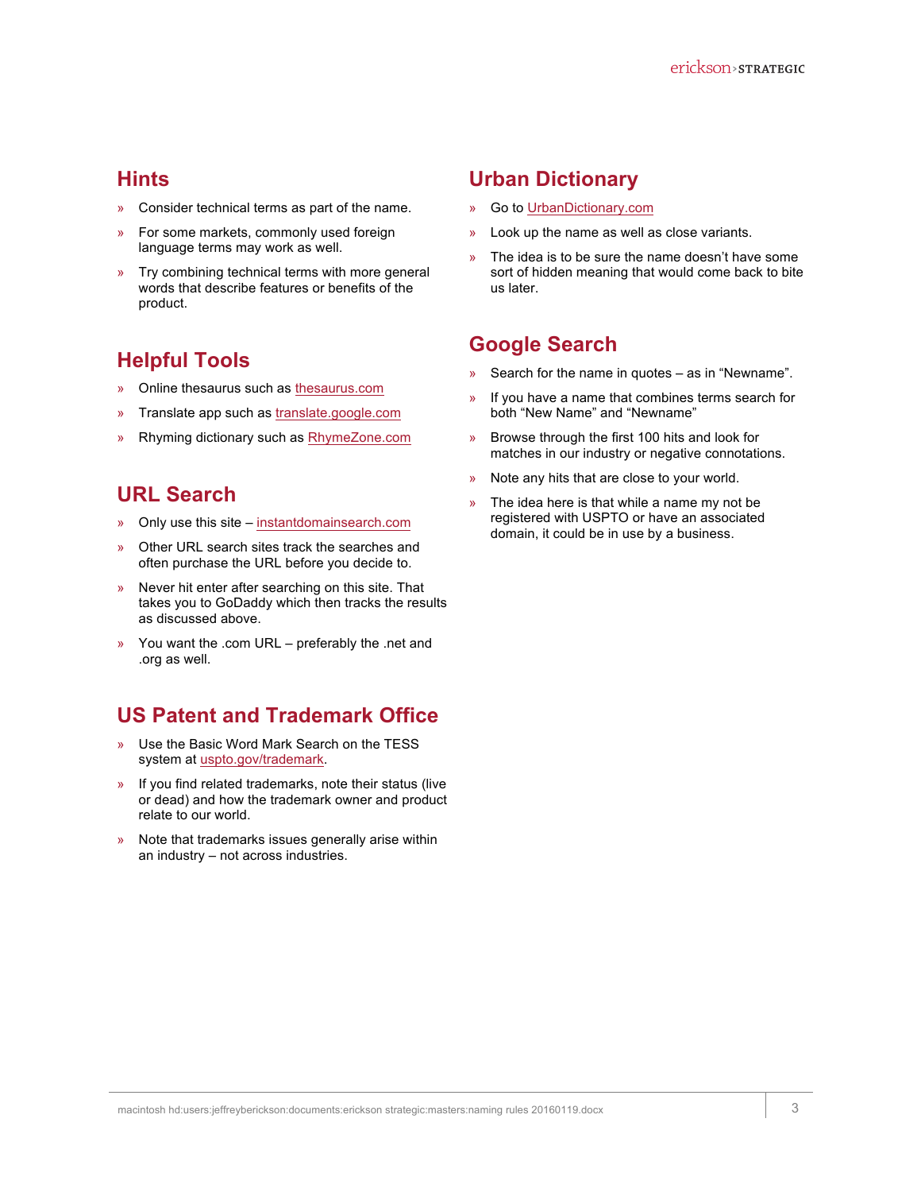## Hints

- Consider technical terms as part of the name.
- For some markets, commonly used foreign language terms may work as well.
- Try combining technical terms with more general words that describe features or benefits of the product.

## Helpful Tools

- Online thesaurus such as thesaurus.com
- Translate app such as translate.google.com
- Rhyming dictionary such as RhymeZone.com

## URL Search

- Only use this site – instantdomainsearch.com
- Other URL search sites track the searches and often purchase the URL before you decide to.
- Never hit enter after searching on this site. That takes you to GoDaddy which then tracks the results as discussed above.
- You want the .com URL – preferably the .net and .org as well.

## US Patent and Trademark Office

- Use the Basic Word Mark Search on the TESS system at uspto.gov/trademark.
- If you find related trademarks, note their status (live or dead) and how the trademark owner and product relate to our world.
- Note that trademarks issues generally arise within an industry – not across industries.

## Urban Dictionary

- Go to UrbanDictionary.com
- Look up the name as well as close variants.
- The idea is to be sure the name doesn't have some sort of hidden meaning that would come back to bite us later.

## Google Search

- Search for the name in quotes – as in "Newname".
- If you have a name that combines terms search for both "New Name" and "Newname"
- Browse through the first 100 hits and look for matches in our industry or negative connotations.
- Note any hits that are close to your world.
- The idea here is that while a name my not be registered with USPTO or have an associated domain, it could be in use by a business.